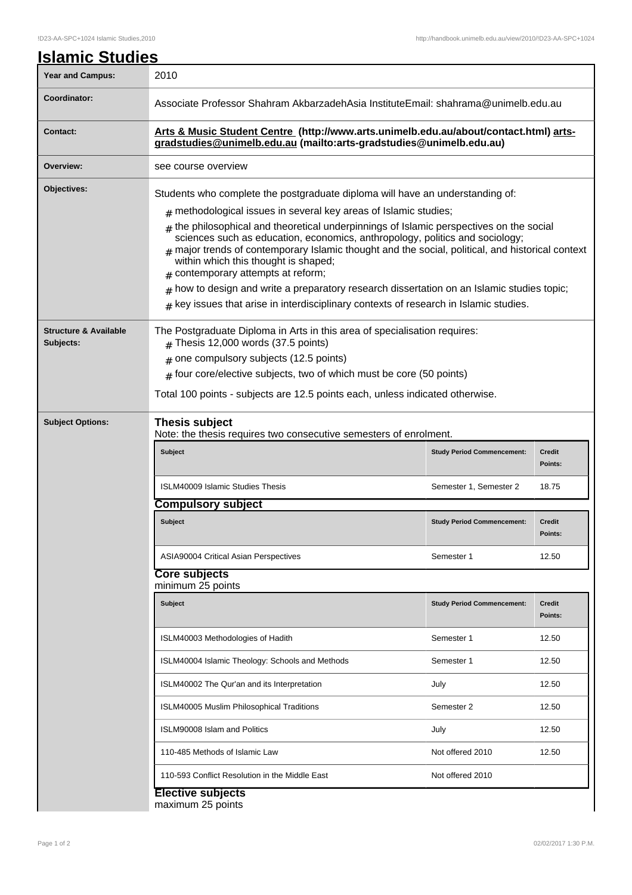# Islamic Studies

| | |
|---|---|
| **Year and Campus:** | 2010 |
| **Coordinator:** | Associate Professor Shahram AkbarzadehAsia InstituteEmail: shahrama@unimelb.edu.au |
| **Contact:** | **Arts & Music Student Centre (http://www.arts.unimelb.edu.au/about/contact.html) arts-gradstudies@unimelb.edu.au (mailto:arts-gradstudies@unimelb.edu.au)** |
| **Overview:** | see course overview |
| **Objectives:** | Students who complete the postgraduate diploma will have an understanding of: <br> # methodological issues in several key areas of Islamic studies; <br> # the philosophical and theoretical underpinnings of Islamic perspectives on the social sciences such as education, economics, anthropology, politics and sociology; <br> # major trends of contemporary Islamic thought and the social, political, and historical context within which this thought is shaped; <br> # contemporary attempts at reform; <br> # how to design and write a preparatory research dissertation on an Islamic studies topic; <br> # key issues that arise in interdisciplinary contexts of research in Islamic studies. |
| **Structure & Available Subjects:** | The Postgraduate Diploma in Arts in this area of specialisation requires: <br> # Thesis 12,000 words (37.5 points) <br> # one compulsory subjects (12.5 points) <br> # four core/elective subjects, two of which must be core (50 points) <br> Total 100 points - subjects are 12.5 points each, unless indicated otherwise. |

**Subject Options:**

### Thesis subject

Note: the thesis requires two consecutive semesters of enrolment.

| Subject | Study Period Commencement: | Credit Points: |
|---|---|---|
| ISLM40009 Islamic Studies Thesis | Semester 1, Semester 2 | 18.75 |

### Compulsory subject

| Subject | Study Period Commencement: | Credit Points: |
|---|---|---|
| ASIA90004 Critical Asian Perspectives | Semester 1 | 12.50 |

### Core subjects

minimum 25 points

| Subject | Study Period Commencement: | Credit Points: |
|---|---|---|
| ISLM40003 Methodologies of Hadith | Semester 1 | 12.50 |
| ISLM40004 Islamic Theology: Schools and Methods | Semester 1 | 12.50 |
| ISLM40002 The Qur'an and its Interpretation | July | 12.50 |
| ISLM40005 Muslim Philosophical Traditions | Semester 2 | 12.50 |
| ISLM90008 Islam and Politics | July | 12.50 |
| 110-485 Methods of Islamic Law | Not offered 2010 | 12.50 |
| 110-593 Conflict Resolution in the Middle East | Not offered 2010 | |

### Elective subjects

maximum 25 points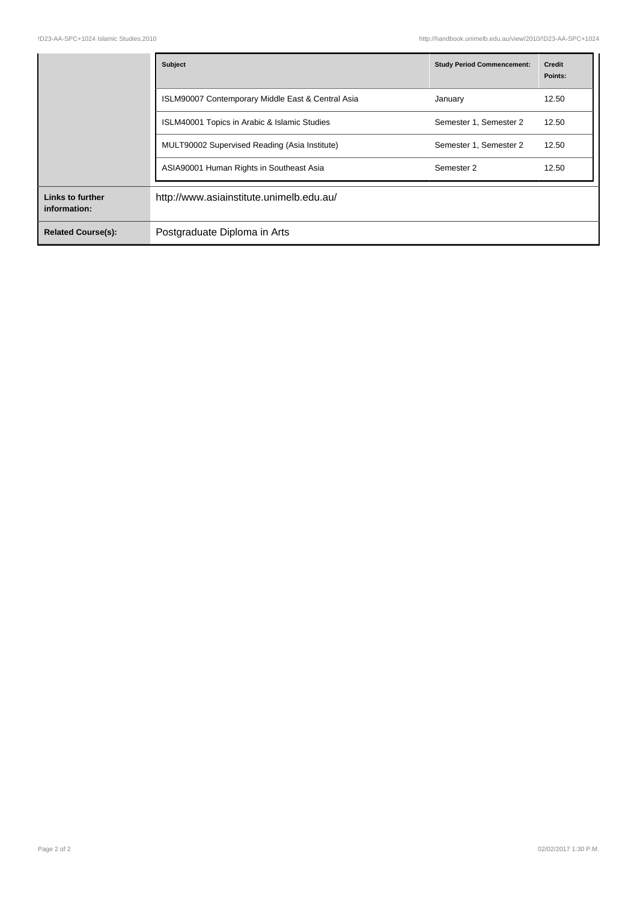| Subject | Study Period Commencement: | Credit Points: |
| --- | --- | --- |
| ISLM90007 Contemporary Middle East & Central Asia | January | 12.50 |
| ISLM40001 Topics in Arabic & Islamic Studies | Semester 1, Semester 2 | 12.50 |
| MULT90002 Supervised Reading (Asia Institute) | Semester 1, Semester 2 | 12.50 |
| ASIA90001 Human Rights in Southeast Asia | Semester 2 | 12.50 |

| | |
| --- | --- |
| **Links to further information:** | http://www.asiainstitute.unimelb.edu.au/ |
| **Related Course(s):** | Postgraduate Diploma in Arts |